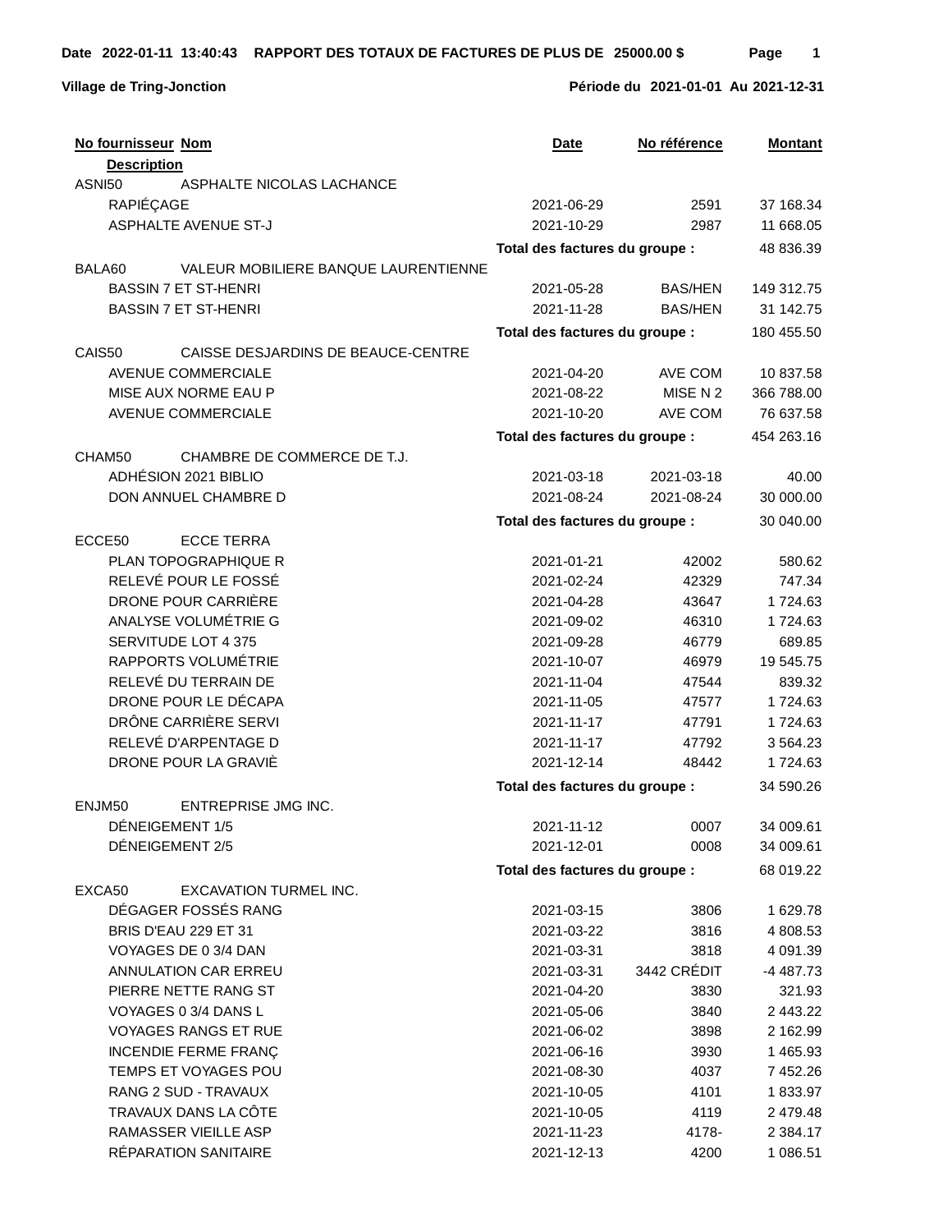**Date 2022-01-11 13:40:43 RAPPORT DES TOTAUX DE FACTURES DE PLUS DE 25000.00 $**

**Village de Tring-Jonction**

**Période du 2021-01-01 Au 2021-12-31**

| No fournisseur | Nom / Description | Date | No référence | Montant |
|---|---|---|---|---|
| ASNI50 | ASPHALTE NICOLAS LACHANCE | | | |
| | RAPIÉÇAGE | 2021-06-29 | 2591 | 37 168.34 |
| | ASPHALTE AVENUE ST-J | 2021-10-29 | 2987 | 11 668.05 |
| | | **Total des factures du groupe :** | | 48 836.39 |
| BALA60 | VALEUR MOBILIERE BANQUE LAURENTIENNE | | | |
| | BASSIN 7 ET ST-HENRI | 2021-05-28 | BAS/HEN | 149 312.75 |
| | BASSIN 7 ET ST-HENRI | 2021-11-28 | BAS/HEN | 31 142.75 |
| | | **Total des factures du groupe :** | | 180 455.50 |
| CAIS50 | CAISSE DESJARDINS DE BEAUCE-CENTRE | | | |
| | AVENUE COMMERCIALE | 2021-04-20 | AVE COM | 10 837.58 |
| | MISE AUX NORME EAU P | 2021-08-22 | MISE N 2 | 366 788.00 |
| | AVENUE COMMERCIALE | 2021-10-20 | AVE COM | 76 637.58 |
| | | **Total des factures du groupe :** | | 454 263.16 |
| CHAM50 | CHAMBRE DE COMMERCE DE T.J. | | | |
| | ADHÉSION 2021 BIBLIO | 2021-03-18 | 2021-03-18 | 40.00 |
| | DON ANNUEL CHAMBRE D | 2021-08-24 | 2021-08-24 | 30 000.00 |
| | | **Total des factures du groupe :** | | 30 040.00 |
| ECCE50 | ECCE TERRA | | | |
| | PLAN TOPOGRAPHIQUE R | 2021-01-21 | 42002 | 580.62 |
| | RELEVÉ POUR LE FOSSÉ | 2021-02-24 | 42329 | 747.34 |
| | DRONE POUR CARRIÈRE | 2021-04-28 | 43647 | 1 724.63 |
| | ANALYSE VOLUMÉTRIE G | 2021-09-02 | 46310 | 1 724.63 |
| | SERVITUDE LOT 4 375 | 2021-09-28 | 46779 | 689.85 |
| | RAPPORTS VOLUMÉTRIE | 2021-10-07 | 46979 | 19 545.75 |
| | RELEVÉ DU TERRAIN DE | 2021-11-04 | 47544 | 839.32 |
| | DRONE POUR LE DÉCAPA | 2021-11-05 | 47577 | 1 724.63 |
| | DRÔNE CARRIÈRE SERVI | 2021-11-17 | 47791 | 1 724.63 |
| | RELEVÉ D'ARPENTAGE D | 2021-11-17 | 47792 | 3 564.23 |
| | DRONE POUR LA GRAVIÈ | 2021-12-14 | 48442 | 1 724.63 |
| | | **Total des factures du groupe :** | | 34 590.26 |
| ENJM50 | ENTREPRISE JMG INC. | | | |
| | DÉNEIGEMENT 1/5 | 2021-11-12 | 0007 | 34 009.61 |
| | DÉNEIGEMENT 2/5 | 2021-12-01 | 0008 | 34 009.61 |
| | | **Total des factures du groupe :** | | 68 019.22 |
| EXCA50 | EXCAVATION TURMEL INC. | | | |
| | DÉGAGER FOSSÉS RANG | 2021-03-15 | 3806 | 1 629.78 |
| | BRIS D'EAU 229 ET 31 | 2021-03-22 | 3816 | 4 808.53 |
| | VOYAGES DE 0 3/4 DAN | 2021-03-31 | 3818 | 4 091.39 |
| | ANNULATION CAR ERREU | 2021-03-31 | 3442 CRÉDIT | -4 487.73 |
| | PIERRE NETTE RANG ST | 2021-04-20 | 3830 | 321.93 |
| | VOYAGES 0 3/4 DANS L | 2021-05-06 | 3840 | 2 443.22 |
| | VOYAGES RANGS ET RUE | 2021-06-02 | 3898 | 2 162.99 |
| | INCENDIE FERME FRANÇ | 2021-06-16 | 3930 | 1 465.93 |
| | TEMPS ET VOYAGES POU | 2021-08-30 | 4037 | 7 452.26 |
| | RANG 2 SUD - TRAVAUX | 2021-10-05 | 4101 | 1 833.97 |
| | TRAVAUX DANS LA CÔTE | 2021-10-05 | 4119 | 2 479.48 |
| | RAMASSER VIEILLE ASP | 2021-11-23 | 4178- | 2 384.17 |
| | RÉPARATION SANITAIRE | 2021-12-13 | 4200 | 1 086.51 |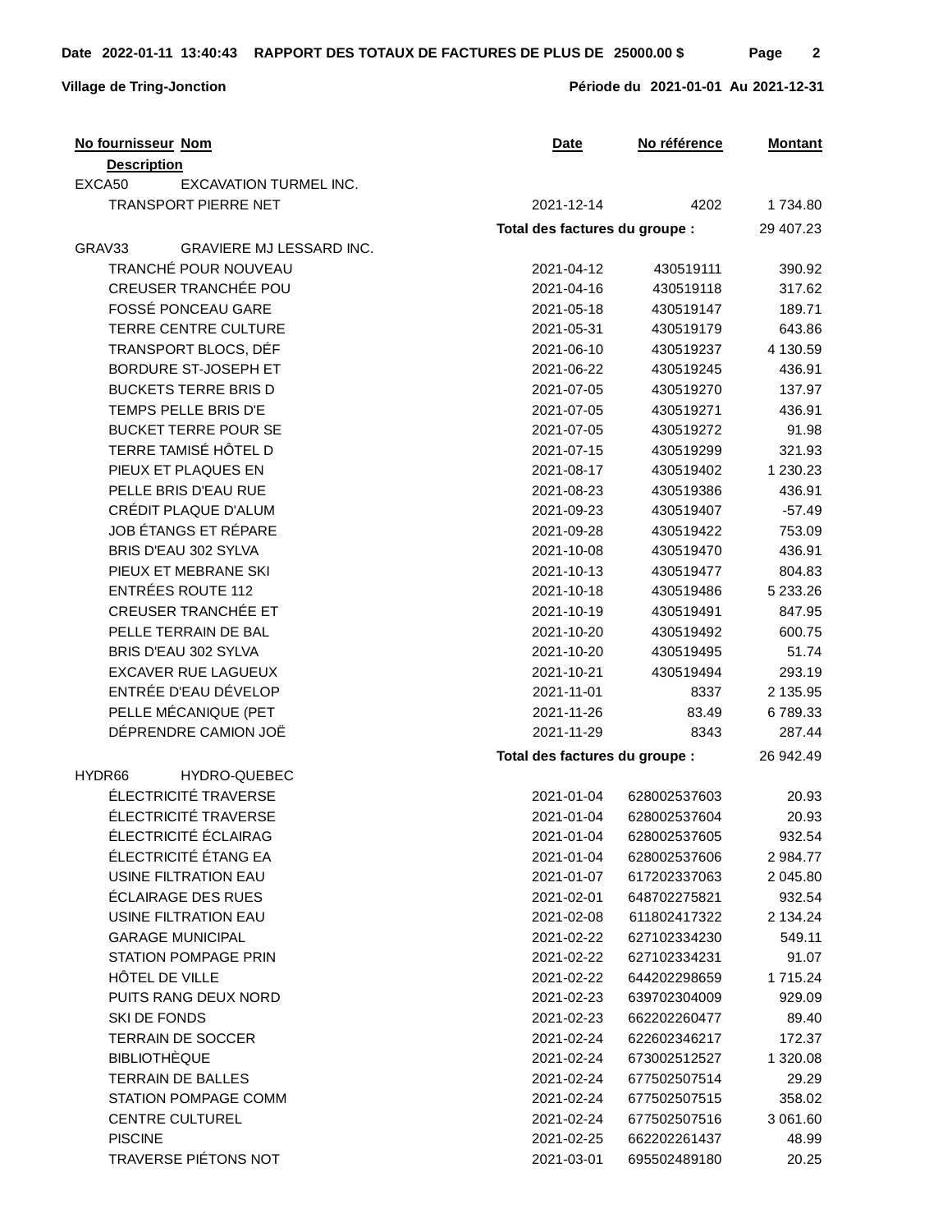**Date 2022-01-11 13:40:43 RAPPORT DES TOTAUX DE FACTURES DE PLUS DE 25000.00 $**

**Village de Tring-Jonction** — **Période du 2021-01-01 Au 2021-12-31**

| No fournisseur Nom / Description | Date | No référence | Montant |
|---|---|---|---|
| EXCA50 EXCAVATION TURMEL INC. | | | |
| TRANSPORT PIERRE NET | 2021-12-14 | 4202 | 1 734.80 |
| | **Total des factures du groupe :** | | 29 407.23 |
| GRAV33 GRAVIERE MJ LESSARD INC. | | | |
| TRANCHÉ POUR NOUVEAU | 2021-04-12 | 430519111 | 390.92 |
| CREUSER TRANCHÉE POU | 2021-04-16 | 430519118 | 317.62 |
| FOSSÉ PONCEAU GARE | 2021-05-18 | 430519147 | 189.71 |
| TERRE CENTRE CULTURE | 2021-05-31 | 430519179 | 643.86 |
| TRANSPORT BLOCS, DÉF | 2021-06-10 | 430519237 | 4 130.59 |
| BORDURE ST-JOSEPH ET | 2021-06-22 | 430519245 | 436.91 |
| BUCKETS TERRE BRIS D | 2021-07-05 | 430519270 | 137.97 |
| TEMPS PELLE BRIS D'E | 2021-07-05 | 430519271 | 436.91 |
| BUCKET TERRE POUR SE | 2021-07-05 | 430519272 | 91.98 |
| TERRE TAMISÉ HÔTEL D | 2021-07-15 | 430519299 | 321.93 |
| PIEUX ET PLAQUES EN | 2021-08-17 | 430519402 | 1 230.23 |
| PELLE BRIS D'EAU RUE | 2021-08-23 | 430519386 | 436.91 |
| CRÉDIT PLAQUE D'ALUM | 2021-09-23 | 430519407 | -57.49 |
| JOB ÉTANGS ET RÉPARE | 2021-09-28 | 430519422 | 753.09 |
| BRIS D'EAU 302 SYLVA | 2021-10-08 | 430519470 | 436.91 |
| PIEUX ET MEBRANE SKI | 2021-10-13 | 430519477 | 804.83 |
| ENTRÉES ROUTE 112 | 2021-10-18 | 430519486 | 5 233.26 |
| CREUSER TRANCHÉE ET | 2021-10-19 | 430519491 | 847.95 |
| PELLE TERRAIN DE BAL | 2021-10-20 | 430519492 | 600.75 |
| BRIS D'EAU 302 SYLVA | 2021-10-20 | 430519495 | 51.74 |
| EXCAVER RUE LAGUEUX | 2021-10-21 | 430519494 | 293.19 |
| ENTRÉE D'EAU DÉVELOP | 2021-11-01 | 8337 | 2 135.95 |
| PELLE MÉCANIQUE (PET | 2021-11-26 | 83.49 | 6 789.33 |
| DÉPRENDRE CAMION JOË | 2021-11-29 | 8343 | 287.44 |
| | **Total des factures du groupe :** | | 26 942.49 |
| HYDR66 HYDRO-QUEBEC | | | |
| ÉLECTRICITÉ TRAVERSE | 2021-01-04 | 628002537603 | 20.93 |
| ÉLECTRICITÉ TRAVERSE | 2021-01-04 | 628002537604 | 20.93 |
| ÉLECTRICITÉ ÉCLAIRAG | 2021-01-04 | 628002537605 | 932.54 |
| ÉLECTRICITÉ ÉTANG EA | 2021-01-04 | 628002537606 | 2 984.77 |
| USINE FILTRATION EAU | 2021-01-07 | 617202337063 | 2 045.80 |
| ÉCLAIRAGE DES RUES | 2021-02-01 | 648702275821 | 932.54 |
| USINE FILTRATION EAU | 2021-02-08 | 611802417322 | 2 134.24 |
| GARAGE MUNICIPAL | 2021-02-22 | 627102334230 | 549.11 |
| STATION POMPAGE PRIN | 2021-02-22 | 627102334231 | 91.07 |
| HÔTEL DE VILLE | 2021-02-22 | 644202298659 | 1 715.24 |
| PUITS RANG DEUX NORD | 2021-02-23 | 639702304009 | 929.09 |
| SKI DE FONDS | 2021-02-23 | 662202260477 | 89.40 |
| TERRAIN DE SOCCER | 2021-02-24 | 622602346217 | 172.37 |
| BIBLIOTHÈQUE | 2021-02-24 | 673002512527 | 1 320.08 |
| TERRAIN DE BALLES | 2021-02-24 | 677502507514 | 29.29 |
| STATION POMPAGE COMM | 2021-02-24 | 677502507515 | 358.02 |
| CENTRE CULTUREL | 2021-02-24 | 677502507516 | 3 061.60 |
| PISCINE | 2021-02-25 | 662202261437 | 48.99 |
| TRAVERSE PIÉTONS NOT | 2021-03-01 | 695502489180 | 20.25 |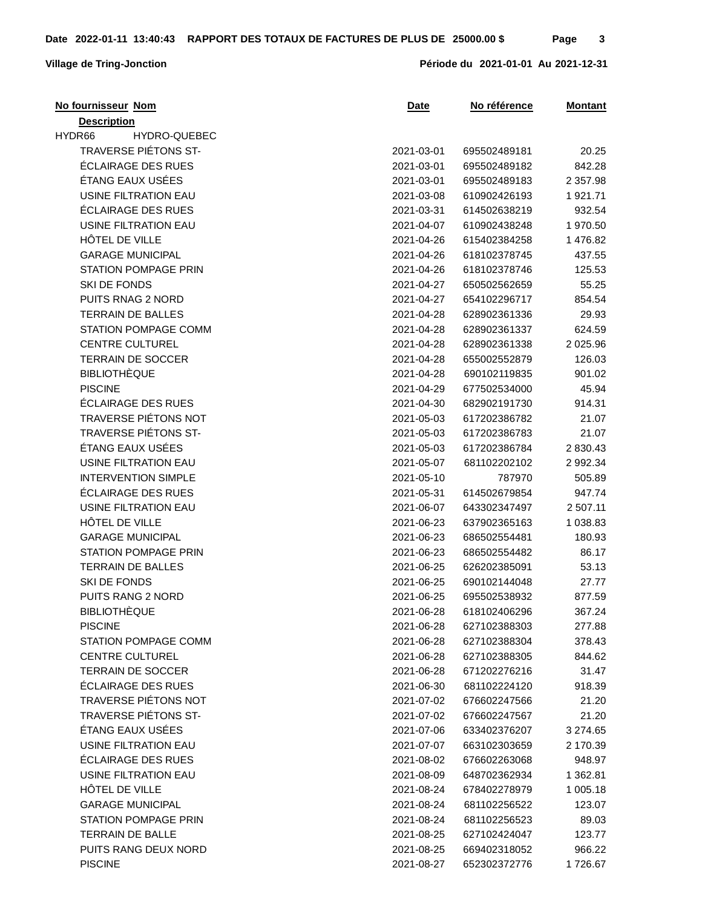**Date 2022-01-11 13:40:43 RAPPORT DES TOTAUX DE FACTURES DE PLUS DE 25000.00 $**

**Village de Tring-Jonction** **Période du 2021-01-01 Au 2021-12-31**

| No fournisseur Nom / Description | Date | No référence | Montant |
|---|---|---|---|
| HYDR66 HYDRO-QUEBEC | | | |
| TRAVERSE PIÉTONS ST- | 2021-03-01 | 695502489181 | 20.25 |
| ÉCLAIRAGE DES RUES | 2021-03-01 | 695502489182 | 842.28 |
| ÉTANG EAUX USÉES | 2021-03-01 | 695502489183 | 2 357.98 |
| USINE FILTRATION EAU | 2021-03-08 | 610902426193 | 1 921.71 |
| ÉCLAIRAGE DES RUES | 2021-03-31 | 614502638219 | 932.54 |
| USINE FILTRATION EAU | 2021-04-07 | 610902438248 | 1 970.50 |
| HÔTEL DE VILLE | 2021-04-26 | 615402384258 | 1 476.82 |
| GARAGE MUNICIPAL | 2021-04-26 | 618102378745 | 437.55 |
| STATION POMPAGE PRIN | 2021-04-26 | 618102378746 | 125.53 |
| SKI DE FONDS | 2021-04-27 | 650502562659 | 55.25 |
| PUITS RNAG 2 NORD | 2021-04-27 | 654102296717 | 854.54 |
| TERRAIN DE BALLES | 2021-04-28 | 628902361336 | 29.93 |
| STATION POMPAGE COMM | 2021-04-28 | 628902361337 | 624.59 |
| CENTRE CULTUREL | 2021-04-28 | 628902361338 | 2 025.96 |
| TERRAIN DE SOCCER | 2021-04-28 | 655002552879 | 126.03 |
| BIBLIOTHÈQUE | 2021-04-28 | 690102119835 | 901.02 |
| PISCINE | 2021-04-29 | 677502534000 | 45.94 |
| ÉCLAIRAGE DES RUES | 2021-04-30 | 682902191730 | 914.31 |
| TRAVERSE PIÉTONS NOT | 2021-05-03 | 617202386782 | 21.07 |
| TRAVERSE PIÉTONS ST- | 2021-05-03 | 617202386783 | 21.07 |
| ÉTANG EAUX USÉES | 2021-05-03 | 617202386784 | 2 830.43 |
| USINE FILTRATION EAU | 2021-05-07 | 681102202102 | 2 992.34 |
| INTERVENTION SIMPLE | 2021-05-10 | 787970 | 505.89 |
| ÉCLAIRAGE DES RUES | 2021-05-31 | 614502679854 | 947.74 |
| USINE FILTRATION EAU | 2021-06-07 | 643302347497 | 2 507.11 |
| HÔTEL DE VILLE | 2021-06-23 | 637902365163 | 1 038.83 |
| GARAGE MUNICIPAL | 2021-06-23 | 686502554481 | 180.93 |
| STATION POMPAGE PRIN | 2021-06-23 | 686502554482 | 86.17 |
| TERRAIN DE BALLES | 2021-06-25 | 626202385091 | 53.13 |
| SKI DE FONDS | 2021-06-25 | 690102144048 | 27.77 |
| PUITS RANG 2 NORD | 2021-06-25 | 695502538932 | 877.59 |
| BIBLIOTHÈQUE | 2021-06-28 | 618102406296 | 367.24 |
| PISCINE | 2021-06-28 | 627102388303 | 277.88 |
| STATION POMPAGE COMM | 2021-06-28 | 627102388304 | 378.43 |
| CENTRE CULTUREL | 2021-06-28 | 627102388305 | 844.62 |
| TERRAIN DE SOCCER | 2021-06-28 | 671202276216 | 31.47 |
| ÉCLAIRAGE DES RUES | 2021-06-30 | 681102224120 | 918.39 |
| TRAVERSE PIÉTONS NOT | 2021-07-02 | 676602247566 | 21.20 |
| TRAVERSE PIÉTONS ST- | 2021-07-02 | 676602247567 | 21.20 |
| ÉTANG EAUX USÉES | 2021-07-06 | 633402376207 | 3 274.65 |
| USINE FILTRATION EAU | 2021-07-07 | 663102303659 | 2 170.39 |
| ÉCLAIRAGE DES RUES | 2021-08-02 | 676602263068 | 948.97 |
| USINE FILTRATION EAU | 2021-08-09 | 648702362934 | 1 362.81 |
| HÔTEL DE VILLE | 2021-08-24 | 678402278979 | 1 005.18 |
| GARAGE MUNICIPAL | 2021-08-24 | 681102256522 | 123.07 |
| STATION POMPAGE PRIN | 2021-08-24 | 681102256523 | 89.03 |
| TERRAIN DE BALLE | 2021-08-25 | 627102424047 | 123.77 |
| PUITS RANG DEUX NORD | 2021-08-25 | 669402318052 | 966.22 |
| PISCINE | 2021-08-27 | 652302372776 | 1 726.67 |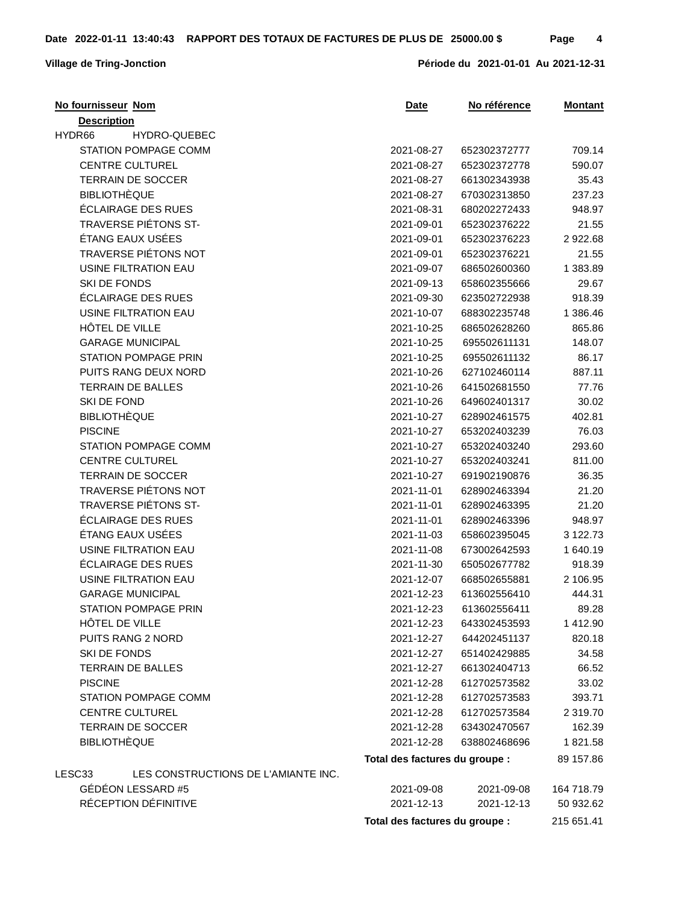**Date 2022-01-11 13:40:43 RAPPORT DES TOTAUX DE FACTURES DE PLUS DE 25000.00 $**

**Village de Tring-Jonction** **Période du 2021-01-01 Au 2021-12-31**

| No fournisseur Nom / Description | Date | No référence | Montant |
|---|---|---|---|
| HYDR66 HYDRO-QUEBEC | | | |
| STATION POMPAGE COMM | 2021-08-27 | 652302372777 | 709.14 |
| CENTRE CULTUREL | 2021-08-27 | 652302372778 | 590.07 |
| TERRAIN DE SOCCER | 2021-08-27 | 661302343938 | 35.43 |
| BIBLIOTHÈQUE | 2021-08-27 | 670302313850 | 237.23 |
| ÉCLAIRAGE DES RUES | 2021-08-31 | 680202272433 | 948.97 |
| TRAVERSE PIÉTONS ST- | 2021-09-01 | 652302376222 | 21.55 |
| ÉTANG EAUX USÉES | 2021-09-01 | 652302376223 | 2 922.68 |
| TRAVERSE PIÉTONS NOT | 2021-09-01 | 652302376221 | 21.55 |
| USINE FILTRATION EAU | 2021-09-07 | 686502600360 | 1 383.89 |
| SKI DE FONDS | 2021-09-13 | 658602355666 | 29.67 |
| ÉCLAIRAGE DES RUES | 2021-09-30 | 623502722938 | 918.39 |
| USINE FILTRATION EAU | 2021-10-07 | 688302235748 | 1 386.46 |
| HÔTEL DE VILLE | 2021-10-25 | 686502628260 | 865.86 |
| GARAGE MUNICIPAL | 2021-10-25 | 695502611131 | 148.07 |
| STATION POMPAGE PRIN | 2021-10-25 | 695502611132 | 86.17 |
| PUITS RANG DEUX NORD | 2021-10-26 | 627102460114 | 887.11 |
| TERRAIN DE BALLES | 2021-10-26 | 641502681550 | 77.76 |
| SKI DE FOND | 2021-10-26 | 649602401317 | 30.02 |
| BIBLIOTHÈQUE | 2021-10-27 | 628902461575 | 402.81 |
| PISCINE | 2021-10-27 | 653202403239 | 76.03 |
| STATION POMPAGE COMM | 2021-10-27 | 653202403240 | 293.60 |
| CENTRE CULTUREL | 2021-10-27 | 653202403241 | 811.00 |
| TERRAIN DE SOCCER | 2021-10-27 | 691902190876 | 36.35 |
| TRAVERSE PIÉTONS NOT | 2021-11-01 | 628902463394 | 21.20 |
| TRAVERSE PIÉTONS ST- | 2021-11-01 | 628902463395 | 21.20 |
| ÉCLAIRAGE DES RUES | 2021-11-01 | 628902463396 | 948.97 |
| ÉTANG EAUX USÉES | 2021-11-03 | 658602395045 | 3 122.73 |
| USINE FILTRATION EAU | 2021-11-08 | 673002642593 | 1 640.19 |
| ÉCLAIRAGE DES RUES | 2021-11-30 | 650502677782 | 918.39 |
| USINE FILTRATION EAU | 2021-12-07 | 668502655881 | 2 106.95 |
| GARAGE MUNICIPAL | 2021-12-23 | 613602556410 | 444.31 |
| STATION POMPAGE PRIN | 2021-12-23 | 613602556411 | 89.28 |
| HÔTEL DE VILLE | 2021-12-23 | 643302453593 | 1 412.90 |
| PUITS RANG 2 NORD | 2021-12-27 | 644202451137 | 820.18 |
| SKI DE FONDS | 2021-12-27 | 651402429885 | 34.58 |
| TERRAIN DE BALLES | 2021-12-27 | 661302404713 | 66.52 |
| PISCINE | 2021-12-28 | 612702573582 | 33.02 |
| STATION POMPAGE COMM | 2021-12-28 | 612702573583 | 393.71 |
| CENTRE CULTUREL | 2021-12-28 | 612702573584 | 2 319.70 |
| TERRAIN DE SOCCER | 2021-12-28 | 634302470567 | 162.39 |
| BIBLIOTHÈQUE | 2021-12-28 | 638802468696 | 1 821.58 |
| | **Total des factures du groupe :** | | 89 157.86 |
| LESC33 LES CONSTRUCTIONS DE L'AMIANTE INC. | | | |
| GÉDÉON LESSARD #5 | 2021-09-08 | 2021-09-08 | 164 718.79 |
| RÉCEPTION DÉFINITIVE | 2021-12-13 | 2021-12-13 | 50 932.62 |
| | **Total des factures du groupe :** | | 215 651.41 |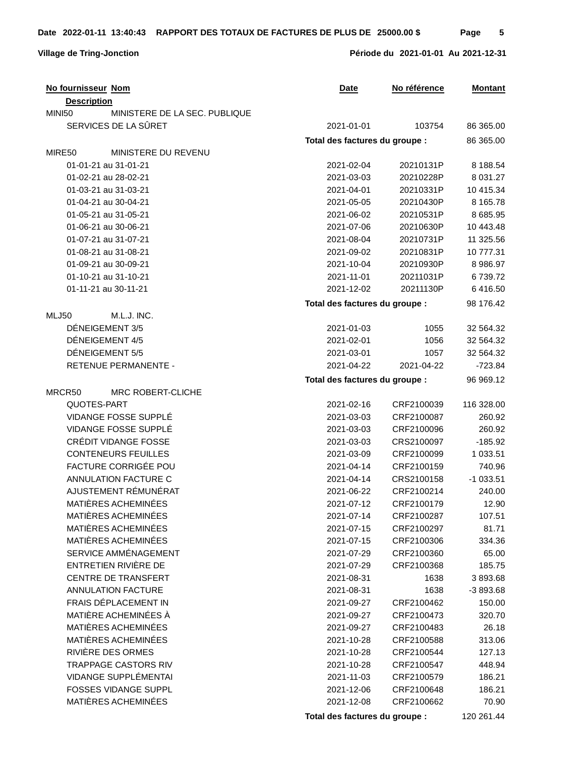Village de Tring-Jonction

RAPPORT DES TOTAUX DE FACTURES DE PLUS DE 25000.00 $

Période du 2021-01-01 Au 2021-12-31

| No fournisseur | Nom / Description | Date | No référence | Montant |
|---|---|---|---|---|
| MINI50 | MINISTERE DE LA SEC. PUBLIQUE | | | |
| | SERVICES DE LA SÛRET | 2021-01-01 | 103754 | 86 365.00 |
| | **Total des factures du groupe :** | | | 86 365.00 |
| MIRE50 | MINISTERE DU REVENU | | | |
| | 01-01-21 au 31-01-21 | 2021-02-04 | 20210131P | 8 188.54 |
| | 01-02-21 au 28-02-21 | 2021-03-03 | 20210228P | 8 031.27 |
| | 01-03-21 au 31-03-21 | 2021-04-01 | 20210331P | 10 415.34 |
| | 01-04-21 au 30-04-21 | 2021-05-05 | 20210430P | 8 165.78 |
| | 01-05-21 au 31-05-21 | 2021-06-02 | 20210531P | 8 685.95 |
| | 01-06-21 au 30-06-21 | 2021-07-06 | 20210630P | 10 443.48 |
| | 01-07-21 au 31-07-21 | 2021-08-04 | 20210731P | 11 325.56 |
| | 01-08-21 au 31-08-21 | 2021-09-02 | 20210831P | 10 777.31 |
| | 01-09-21 au 30-09-21 | 2021-10-04 | 20210930P | 8 986.97 |
| | 01-10-21 au 31-10-21 | 2021-11-01 | 20211031P | 6 739.72 |
| | 01-11-21 au 30-11-21 | 2021-12-02 | 20211130P | 6 416.50 |
| | **Total des factures du groupe :** | | | 98 176.42 |
| MLJ50 | M.L.J. INC. | | | |
| | DÉNEIGEMENT 3/5 | 2021-01-03 | 1055 | 32 564.32 |
| | DÉNEIGEMENT 4/5 | 2021-02-01 | 1056 | 32 564.32 |
| | DÉNEIGEMENT 5/5 | 2021-03-01 | 1057 | 32 564.32 |
| | RETENUE PERMANENTE - | 2021-04-22 | 2021-04-22 | -723.84 |
| | **Total des factures du groupe :** | | | 96 969.12 |
| MRCR50 | MRC ROBERT-CLICHE | | | |
| | QUOTES-PART | 2021-02-16 | CRF2100039 | 116 328.00 |
| | VIDANGE FOSSE SUPPLÉ | 2021-03-03 | CRF2100087 | 260.92 |
| | VIDANGE FOSSE SUPPLÉ | 2021-03-03 | CRF2100096 | 260.92 |
| | CRÉDIT VIDANGE FOSSE | 2021-03-03 | CRS2100097 | -185.92 |
| | CONTENEURS FEUILLES | 2021-03-09 | CRF2100099 | 1 033.51 |
| | FACTURE CORRIGÉE POU | 2021-04-14 | CRF2100159 | 740.96 |
| | ANNULATION FACTURE C | 2021-04-14 | CRS2100158 | -1 033.51 |
| | AJUSTEMENT RÉMUNÉRAT | 2021-06-22 | CRF2100214 | 240.00 |
| | MATIÈRES ACHEMINÉES | 2021-07-12 | CRF2100179 | 12.90 |
| | MATIÈRES ACHEMINÉES | 2021-07-14 | CRF2100287 | 107.51 |
| | MATIÈRES ACHEMINÉES | 2021-07-15 | CRF2100297 | 81.71 |
| | MATIÈRES ACHEMINÉES | 2021-07-15 | CRF2100306 | 334.36 |
| | SERVICE AMMÉNAGEMENT | 2021-07-29 | CRF2100360 | 65.00 |
| | ENTRETIEN RIVIÈRE DE | 2021-07-29 | CRF2100368 | 185.75 |
| | CENTRE DE TRANSFERT | 2021-08-31 | 1638 | 3 893.68 |
| | ANNULATION FACTURE | 2021-08-31 | 1638 | -3 893.68 |
| | FRAIS DÉPLACEMENT IN | 2021-09-27 | CRF2100462 | 150.00 |
| | MATIÈRE ACHEMINÉES À | 2021-09-27 | CRF2100473 | 320.70 |
| | MATIÈRES ACHEMINÉES | 2021-09-27 | CRF2100483 | 26.18 |
| | MATIÈRES ACHEMINÉES | 2021-10-28 | CRF2100588 | 313.06 |
| | RIVIÈRE DES ORMES | 2021-10-28 | CRF2100544 | 127.13 |
| | TRAPPAGE CASTORS RIV | 2021-10-28 | CRF2100547 | 448.94 |
| | VIDANGE SUPPLÉMENTAI | 2021-11-03 | CRF2100579 | 186.21 |
| | FOSSES VIDANGE SUPPL | 2021-12-06 | CRF2100648 | 186.21 |
| | MATIÈRES ACHEMINÉES | 2021-12-08 | CRF2100662 | 70.90 |
| | **Total des factures du groupe :** | | | 120 261.44 |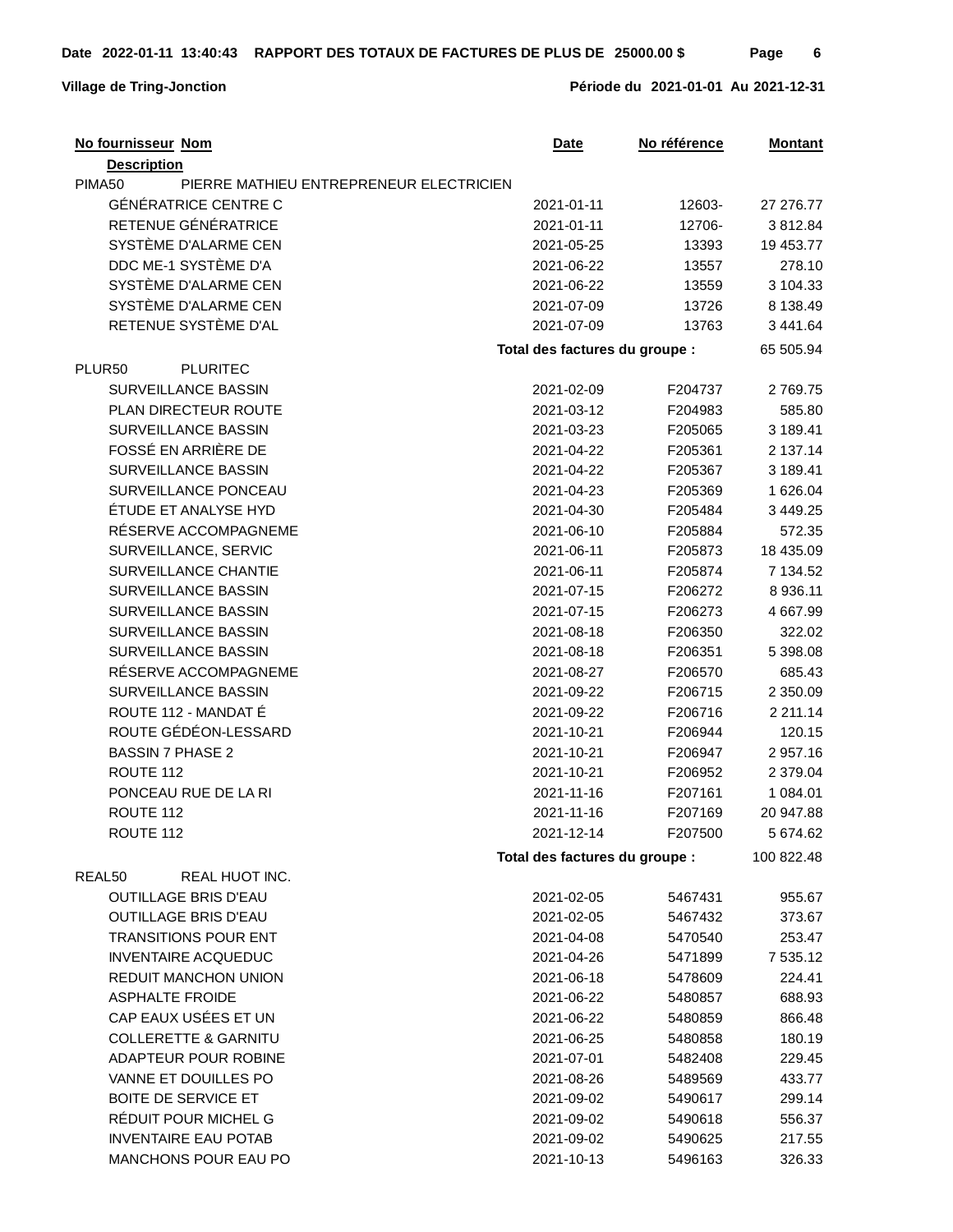**Date 2022-01-11 13:40:43 RAPPORT DES TOTAUX DE FACTURES DE PLUS DE 25000.00 $**

**Village de Tring-Jonction** — **Période du 2021-01-01 Au 2021-12-31**

| No fournisseur | Nom / Description | Date | No référence | Montant |
|---|---|---|---|---|
| PIMA50 | PIERRE MATHIEU ENTREPRENEUR ELECTRICIEN | | | |
| | GÉNÉRATRICE CENTRE C | 2021-01-11 | 12603- | 27 276.77 |
| | RETENUE GÉNÉRATRICE | 2021-01-11 | 12706- | 3 812.84 |
| | SYSTÈME D'ALARME CEN | 2021-05-25 | 13393 | 19 453.77 |
| | DDC ME-1 SYSTÈME D'A | 2021-06-22 | 13557 | 278.10 |
| | SYSTÈME D'ALARME CEN | 2021-06-22 | 13559 | 3 104.33 |
| | SYSTÈME D'ALARME CEN | 2021-07-09 | 13726 | 8 138.49 |
| | RETENUE SYSTÈME D'AL | 2021-07-09 | 13763 | 3 441.64 |
| | | **Total des factures du groupe :** | | 65 505.94 |
| PLUR50 | PLURITEC | | | |
| | SURVEILLANCE BASSIN | 2021-02-09 | F204737 | 2 769.75 |
| | PLAN DIRECTEUR ROUTE | 2021-03-12 | F204983 | 585.80 |
| | SURVEILLANCE BASSIN | 2021-03-23 | F205065 | 3 189.41 |
| | FOSSÉ EN ARRIÈRE DE | 2021-04-22 | F205361 | 2 137.14 |
| | SURVEILLANCE BASSIN | 2021-04-22 | F205367 | 3 189.41 |
| | SURVEILLANCE PONCEAU | 2021-04-23 | F205369 | 1 626.04 |
| | ÉTUDE ET ANALYSE HYD | 2021-04-30 | F205484 | 3 449.25 |
| | RÉSERVE ACCOMPAGNEME | 2021-06-10 | F205884 | 572.35 |
| | SURVEILLANCE, SERVIC | 2021-06-11 | F205873 | 18 435.09 |
| | SURVEILLANCE CHANTIE | 2021-06-11 | F205874 | 7 134.52 |
| | SURVEILLANCE BASSIN | 2021-07-15 | F206272 | 8 936.11 |
| | SURVEILLANCE BASSIN | 2021-07-15 | F206273 | 4 667.99 |
| | SURVEILLANCE BASSIN | 2021-08-18 | F206350 | 322.02 |
| | SURVEILLANCE BASSIN | 2021-08-18 | F206351 | 5 398.08 |
| | RÉSERVE ACCOMPAGNEME | 2021-08-27 | F206570 | 685.43 |
| | SURVEILLANCE BASSIN | 2021-09-22 | F206715 | 2 350.09 |
| | ROUTE 112 - MANDAT É | 2021-09-22 | F206716 | 2 211.14 |
| | ROUTE GÉDÉON-LESSARD | 2021-10-21 | F206944 | 120.15 |
| | BASSIN 7 PHASE 2 | 2021-10-21 | F206947 | 2 957.16 |
| | ROUTE 112 | 2021-10-21 | F206952 | 2 379.04 |
| | PONCEAU RUE DE LA RI | 2021-11-16 | F207161 | 1 084.01 |
| | ROUTE 112 | 2021-11-16 | F207169 | 20 947.88 |
| | ROUTE 112 | 2021-12-14 | F207500 | 5 674.62 |
| | | **Total des factures du groupe :** | | 100 822.48 |
| REAL50 | REAL HUOT INC. | | | |
| | OUTILLAGE BRIS D'EAU | 2021-02-05 | 5467431 | 955.67 |
| | OUTILLAGE BRIS D'EAU | 2021-02-05 | 5467432 | 373.67 |
| | TRANSITIONS POUR ENT | 2021-04-08 | 5470540 | 253.47 |
| | INVENTAIRE ACQUEDUC | 2021-04-26 | 5471899 | 7 535.12 |
| | REDUIT MANCHON UNION | 2021-06-18 | 5478609 | 224.41 |
| | ASPHALTE FROIDE | 2021-06-22 | 5480857 | 688.93 |
| | CAP EAUX USÉES ET UN | 2021-06-22 | 5480859 | 866.48 |
| | COLLERETTE & GARNITU | 2021-06-25 | 5480858 | 180.19 |
| | ADAPTEUR POUR ROBINE | 2021-07-01 | 5482408 | 229.45 |
| | VANNE ET DOUILLES PO | 2021-08-26 | 5489569 | 433.77 |
| | BOITE DE SERVICE ET | 2021-09-02 | 5490617 | 299.14 |
| | RÉDUIT POUR MICHEL G | 2021-09-02 | 5490618 | 556.37 |
| | INVENTAIRE EAU POTAB | 2021-09-02 | 5490625 | 217.55 |
| | MANCHONS POUR EAU PO | 2021-10-13 | 5496163 | 326.33 |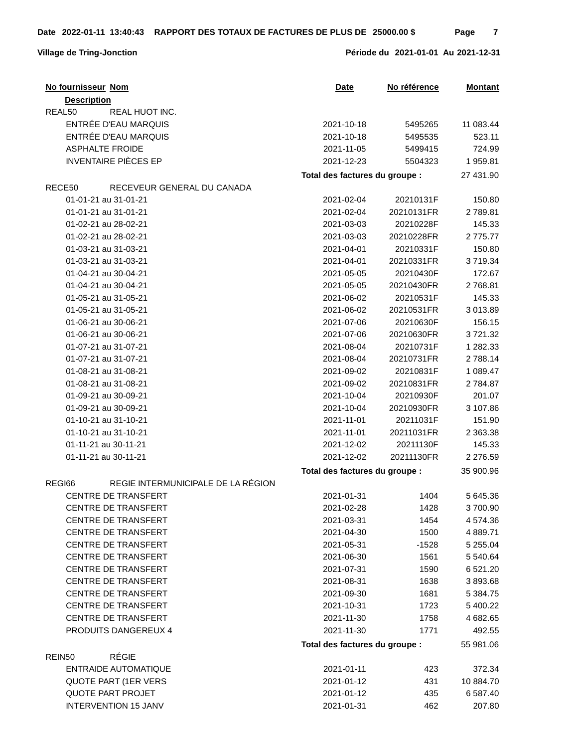**RAPPORT DES TOTAUX DE FACTURES DE PLUS DE 25000.00 $**

**Date 2022-01-11 13:40:43**

**Village de Tring-Jonction**

**Période du 2021-01-01 Au 2021-12-31**

| No fournisseur | Nom / Description | Date | No référence | Montant |
|---|---|---|---|---|
| REAL50 | REAL HUOT INC. | | | |
| | ENTRÉE D'EAU MARQUIS | 2021-10-18 | 5495265 | 11 083.44 |
| | ENTRÉE D'EAU MARQUIS | 2021-10-18 | 5495535 | 523.11 |
| | ASPHALTE FROIDE | 2021-11-05 | 5499415 | 724.99 |
| | INVENTAIRE PIÈCES EP | 2021-12-23 | 5504323 | 1 959.81 |
| | | **Total des factures du groupe :** | | 27 431.90 |
| RECE50 | RECEVEUR GENERAL DU CANADA | | | |
| | 01-01-21 au 31-01-21 | 2021-02-04 | 20210131F | 150.80 |
| | 01-01-21 au 31-01-21 | 2021-02-04 | 20210131FR | 2 789.81 |
| | 01-02-21 au 28-02-21 | 2021-03-03 | 20210228F | 145.33 |
| | 01-02-21 au 28-02-21 | 2021-03-03 | 20210228FR | 2 775.77 |
| | 01-03-21 au 31-03-21 | 2021-04-01 | 20210331F | 150.80 |
| | 01-03-21 au 31-03-21 | 2021-04-01 | 20210331FR | 3 719.34 |
| | 01-04-21 au 30-04-21 | 2021-05-05 | 20210430F | 172.67 |
| | 01-04-21 au 30-04-21 | 2021-05-05 | 20210430FR | 2 768.81 |
| | 01-05-21 au 31-05-21 | 2021-06-02 | 20210531F | 145.33 |
| | 01-05-21 au 31-05-21 | 2021-06-02 | 20210531FR | 3 013.89 |
| | 01-06-21 au 30-06-21 | 2021-07-06 | 20210630F | 156.15 |
| | 01-06-21 au 30-06-21 | 2021-07-06 | 20210630FR | 3 721.32 |
| | 01-07-21 au 31-07-21 | 2021-08-04 | 20210731F | 1 282.33 |
| | 01-07-21 au 31-07-21 | 2021-08-04 | 20210731FR | 2 788.14 |
| | 01-08-21 au 31-08-21 | 2021-09-02 | 20210831F | 1 089.47 |
| | 01-08-21 au 31-08-21 | 2021-09-02 | 20210831FR | 2 784.87 |
| | 01-09-21 au 30-09-21 | 2021-10-04 | 20210930F | 201.07 |
| | 01-09-21 au 30-09-21 | 2021-10-04 | 20210930FR | 3 107.86 |
| | 01-10-21 au 31-10-21 | 2021-11-01 | 20211031F | 151.90 |
| | 01-10-21 au 31-10-21 | 2021-11-01 | 20211031FR | 2 363.38 |
| | 01-11-21 au 30-11-21 | 2021-12-02 | 20211130F | 145.33 |
| | 01-11-21 au 30-11-21 | 2021-12-02 | 20211130FR | 2 276.59 |
| | | **Total des factures du groupe :** | | 35 900.96 |
| REGI66 | REGIE INTERMUNICIPALE DE LA RÉGION | | | |
| | CENTRE DE TRANSFERT | 2021-01-31 | 1404 | 5 645.36 |
| | CENTRE DE TRANSFERT | 2021-02-28 | 1428 | 3 700.90 |
| | CENTRE DE TRANSFERT | 2021-03-31 | 1454 | 4 574.36 |
| | CENTRE DE TRANSFERT | 2021-04-30 | 1500 | 4 889.71 |
| | CENTRE DE TRANSFERT | 2021-05-31 | -1528 | 5 255.04 |
| | CENTRE DE TRANSFERT | 2021-06-30 | 1561 | 5 540.64 |
| | CENTRE DE TRANSFERT | 2021-07-31 | 1590 | 6 521.20 |
| | CENTRE DE TRANSFERT | 2021-08-31 | 1638 | 3 893.68 |
| | CENTRE DE TRANSFERT | 2021-09-30 | 1681 | 5 384.75 |
| | CENTRE DE TRANSFERT | 2021-10-31 | 1723 | 5 400.22 |
| | CENTRE DE TRANSFERT | 2021-11-30 | 1758 | 4 682.65 |
| | PRODUITS DANGEREUX 4 | 2021-11-30 | 1771 | 492.55 |
| | | **Total des factures du groupe :** | | 55 981.06 |
| REIN50 | RÉGIE | | | |
| | ENTRAIDE AUTOMATIQUE | 2021-01-11 | 423 | 372.34 |
| | QUOTE PART (1ER VERS | 2021-01-12 | 431 | 10 884.70 |
| | QUOTE PART PROJET | 2021-01-12 | 435 | 6 587.40 |
| | INTERVENTION 15 JANV | 2021-01-31 | 462 | 207.80 |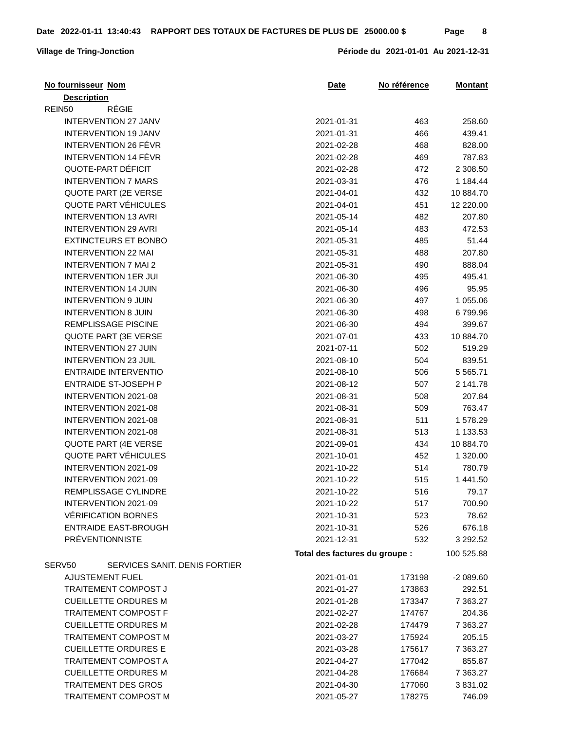**Village de Tring-Jonction**

**RAPPORT DES TOTAUX DE FACTURES DE PLUS DE 25000.00 $**

**Période du 2021-01-01 Au 2021-12-31**

| No fournisseur Nom / Description | Date | No référence | Montant |
|---|---|---|---|
| REIN50 RÉGIE | | | |
| INTERVENTION 27 JANV | 2021-01-31 | 463 | 258.60 |
| INTERVENTION 19 JANV | 2021-01-31 | 466 | 439.41 |
| INTERVENTION 26 FÉVR | 2021-02-28 | 468 | 828.00 |
| INTERVENTION 14 FÉVR | 2021-02-28 | 469 | 787.83 |
| QUOTE-PART DÉFICIT | 2021-02-28 | 472 | 2 308.50 |
| INTERVENTION 7 MARS | 2021-03-31 | 476 | 1 184.44 |
| QUOTE PART (2E VERSE | 2021-04-01 | 432 | 10 884.70 |
| QUOTE PART VÉHICULES | 2021-04-01 | 451 | 12 220.00 |
| INTERVENTION 13 AVRI | 2021-05-14 | 482 | 207.80 |
| INTERVENTION 29 AVRI | 2021-05-14 | 483 | 472.53 |
| EXTINCTEURS ET BONBO | 2021-05-31 | 485 | 51.44 |
| INTERVENTION 22 MAI | 2021-05-31 | 488 | 207.80 |
| INTERVENTION 7 MAI 2 | 2021-05-31 | 490 | 888.04 |
| INTERVENTION 1ER JUI | 2021-06-30 | 495 | 495.41 |
| INTERVENTION 14 JUIN | 2021-06-30 | 496 | 95.95 |
| INTERVENTION 9 JUIN | 2021-06-30 | 497 | 1 055.06 |
| INTERVENTION 8 JUIN | 2021-06-30 | 498 | 6 799.96 |
| REMPLISSAGE PISCINE | 2021-06-30 | 494 | 399.67 |
| QUOTE PART (3E VERSE | 2021-07-01 | 433 | 10 884.70 |
| INTERVENTION 27 JUIN | 2021-07-11 | 502 | 519.29 |
| INTERVENTION 23 JUIL | 2021-08-10 | 504 | 839.51 |
| ENTRAIDE INTERVENTIO | 2021-08-10 | 506 | 5 565.71 |
| ENTRAIDE ST-JOSEPH P | 2021-08-12 | 507 | 2 141.78 |
| INTERVENTION 2021-08 | 2021-08-31 | 508 | 207.84 |
| INTERVENTION 2021-08 | 2021-08-31 | 509 | 763.47 |
| INTERVENTION 2021-08 | 2021-08-31 | 511 | 1 578.29 |
| INTERVENTION 2021-08 | 2021-08-31 | 513 | 1 133.53 |
| QUOTE PART (4E VERSE | 2021-09-01 | 434 | 10 884.70 |
| QUOTE PART VÉHICULES | 2021-10-01 | 452 | 1 320.00 |
| INTERVENTION 2021-09 | 2021-10-22 | 514 | 780.79 |
| INTERVENTION 2021-09 | 2021-10-22 | 515 | 1 441.50 |
| REMPLISSAGE CYLINDRE | 2021-10-22 | 516 | 79.17 |
| INTERVENTION 2021-09 | 2021-10-22 | 517 | 700.90 |
| VÉRIFICATION BORNES | 2021-10-31 | 523 | 78.62 |
| ENTRAIDE EAST-BROUGH | 2021-10-31 | 526 | 676.18 |
| PRÉVENTIONNISTE | 2021-12-31 | 532 | 3 292.52 |
| | **Total des factures du groupe :** | | 100 525.88 |
| SERV50 SERVICES SANIT. DENIS FORTIER | | | |
| AJUSTEMENT FUEL | 2021-01-01 | 173198 | -2 089.60 |
| TRAITEMENT COMPOST J | 2021-01-27 | 173863 | 292.51 |
| CUEILLETTE ORDURES M | 2021-01-28 | 173347 | 7 363.27 |
| TRAITEMENT COMPOST F | 2021-02-27 | 174767 | 204.36 |
| CUEILLETTE ORDURES M | 2021-02-28 | 174479 | 7 363.27 |
| TRAITEMENT COMPOST M | 2021-03-27 | 175924 | 205.15 |
| CUEILLETTE ORDURES E | 2021-03-28 | 175617 | 7 363.27 |
| TRAITEMENT COMPOST A | 2021-04-27 | 177042 | 855.87 |
| CUEILLETTE ORDURES M | 2021-04-28 | 176684 | 7 363.27 |
| TRAITEMENT DES GROS | 2021-04-30 | 177060 | 3 831.02 |
| TRAITEMENT COMPOST M | 2021-05-27 | 178275 | 746.09 |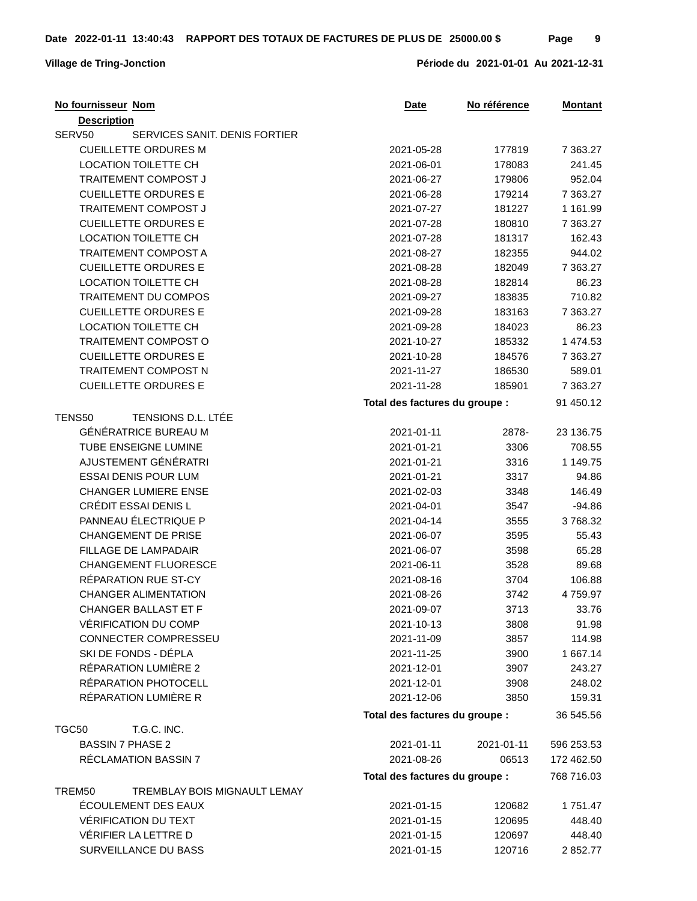**Date 2022-01-11 13:40:43 RAPPORT DES TOTAUX DE FACTURES DE PLUS DE 25000.00 $**

**Village de Tring-Jonction** — **Période du 2021-01-01 Au 2021-12-31**

| No fournisseur Nom / Description | Date | No référence | Montant |
|---|---|---|---|
| SERV50 SERVICES SANIT. DENIS FORTIER | | | |
| CUEILLETTE ORDURES M | 2021-05-28 | 177819 | 7 363.27 |
| LOCATION TOILETTE CH | 2021-06-01 | 178083 | 241.45 |
| TRAITEMENT COMPOST J | 2021-06-27 | 179806 | 952.04 |
| CUEILLETTE ORDURES E | 2021-06-28 | 179214 | 7 363.27 |
| TRAITEMENT COMPOST J | 2021-07-27 | 181227 | 1 161.99 |
| CUEILLETTE ORDURES E | 2021-07-28 | 180810 | 7 363.27 |
| LOCATION TOILETTE CH | 2021-07-28 | 181317 | 162.43 |
| TRAITEMENT COMPOST A | 2021-08-27 | 182355 | 944.02 |
| CUEILLETTE ORDURES E | 2021-08-28 | 182049 | 7 363.27 |
| LOCATION TOILETTE CH | 2021-08-28 | 182814 | 86.23 |
| TRAITEMENT DU COMPOS | 2021-09-27 | 183835 | 710.82 |
| CUEILLETTE ORDURES E | 2021-09-28 | 183163 | 7 363.27 |
| LOCATION TOILETTE CH | 2021-09-28 | 184023 | 86.23 |
| TRAITEMENT COMPOST O | 2021-10-27 | 185332 | 1 474.53 |
| CUEILLETTE ORDURES E | 2021-10-28 | 184576 | 7 363.27 |
| TRAITEMENT COMPOST N | 2021-11-27 | 186530 | 589.01 |
| CUEILLETTE ORDURES E | 2021-11-28 | 185901 | 7 363.27 |
| | **Total des factures du groupe :** | | 91 450.12 |
| TENS50 TENSIONS D.L. LTÉE | | | |
| GÉNÉRATRICE BUREAU M | 2021-01-11 | 2878- | 23 136.75 |
| TUBE ENSEIGNE LUMINE | 2021-01-21 | 3306 | 708.55 |
| AJUSTEMENT GÉNÉRATRI | 2021-01-21 | 3316 | 1 149.75 |
| ESSAI DENIS POUR LUM | 2021-01-21 | 3317 | 94.86 |
| CHANGER LUMIERE ENSE | 2021-02-03 | 3348 | 146.49 |
| CRÉDIT ESSAI DENIS L | 2021-04-01 | 3547 | -94.86 |
| PANNEAU ÉLECTRIQUE P | 2021-04-14 | 3555 | 3 768.32 |
| CHANGEMENT DE PRISE | 2021-06-07 | 3595 | 55.43 |
| FILLAGE DE LAMPADAIR | 2021-06-07 | 3598 | 65.28 |
| CHANGEMENT FLUORESCE | 2021-06-11 | 3528 | 89.68 |
| RÉPARATION RUE ST-CY | 2021-08-16 | 3704 | 106.88 |
| CHANGER ALIMENTATION | 2021-08-26 | 3742 | 4 759.97 |
| CHANGER BALLAST ET F | 2021-09-07 | 3713 | 33.76 |
| VÉRIFICATION DU COMP | 2021-10-13 | 3808 | 91.98 |
| CONNECTER COMPRESSEU | 2021-11-09 | 3857 | 114.98 |
| SKI DE FONDS - DÉPLA | 2021-11-25 | 3900 | 1 667.14 |
| RÉPARATION LUMIÈRE 2 | 2021-12-01 | 3907 | 243.27 |
| RÉPARATION PHOTOCELL | 2021-12-01 | 3908 | 248.02 |
| RÉPARATION LUMIÈRE R | 2021-12-06 | 3850 | 159.31 |
| | **Total des factures du groupe :** | | 36 545.56 |
| TGC50 T.G.C. INC. | | | |
| BASSIN 7 PHASE 2 | 2021-01-11 | 2021-01-11 | 596 253.53 |
| RÉCLAMATION BASSIN 7 | 2021-08-26 | 06513 | 172 462.50 |
| | **Total des factures du groupe :** | | 768 716.03 |
| TREM50 TREMBLAY BOIS MIGNAULT LEMAY | | | |
| ÉCOULEMENT DES EAUX | 2021-01-15 | 120682 | 1 751.47 |
| VÉRIFICATION DU TEXT | 2021-01-15 | 120695 | 448.40 |
| VÉRIFIER LA LETTRE D | 2021-01-15 | 120697 | 448.40 |
| SURVEILLANCE DU BASS | 2021-01-15 | 120716 | 2 852.77 |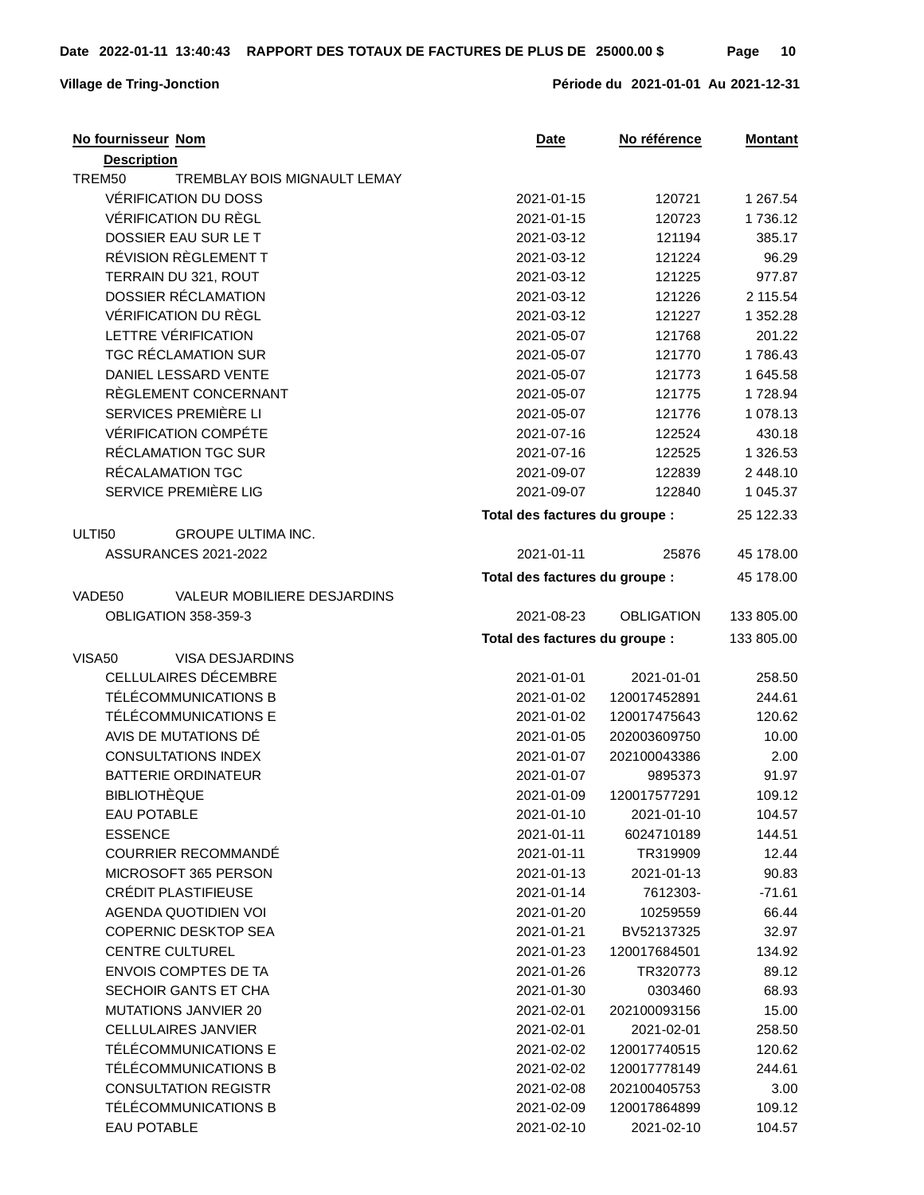**Date 2022-01-11 13:40:43 RAPPORT DES TOTAUX DE FACTURES DE PLUS DE 25000.00 $**

**Village de Tring-Jonction** — **Période du 2021-01-01 Au 2021-12-31**

| No fournisseur | Nom / Description | Date | No référence | Montant |
|---|---|---|---|---|
| TREM50 | TREMBLAY BOIS MIGNAULT LEMAY | | | |
| | VÉRIFICATION DU DOSS | 2021-01-15 | 120721 | 1 267.54 |
| | VÉRIFICATION DU RÈGL | 2021-01-15 | 120723 | 1 736.12 |
| | DOSSIER EAU SUR LE T | 2021-03-12 | 121194 | 385.17 |
| | RÉVISION RÈGLEMENT T | 2021-03-12 | 121224 | 96.29 |
| | TERRAIN DU 321, ROUT | 2021-03-12 | 121225 | 977.87 |
| | DOSSIER RÉCLAMATION | 2021-03-12 | 121226 | 2 115.54 |
| | VÉRIFICATION DU RÈGL | 2021-03-12 | 121227 | 1 352.28 |
| | LETTRE VÉRIFICATION | 2021-05-07 | 121768 | 201.22 |
| | TGC RÉCLAMATION SUR | 2021-05-07 | 121770 | 1 786.43 |
| | DANIEL LESSARD VENTE | 2021-05-07 | 121773 | 1 645.58 |
| | RÈGLEMENT CONCERNANT | 2021-05-07 | 121775 | 1 728.94 |
| | SERVICES PREMIÈRE LI | 2021-05-07 | 121776 | 1 078.13 |
| | VÉRIFICATION COMPÉTE | 2021-07-16 | 122524 | 430.18 |
| | RÉCLAMATION TGC SUR | 2021-07-16 | 122525 | 1 326.53 |
| | RÉCALAMATION TGC | 2021-09-07 | 122839 | 2 448.10 |
| | SERVICE PREMIÈRE LIG | 2021-09-07 | 122840 | 1 045.37 |
| | | **Total des factures du groupe :** | | 25 122.33 |
| ULTI50 | GROUPE ULTIMA INC. | | | |
| | ASSURANCES 2021-2022 | 2021-01-11 | 25876 | 45 178.00 |
| | | **Total des factures du groupe :** | | 45 178.00 |
| VADE50 | VALEUR MOBILIERE DESJARDINS | | | |
| | OBLIGATION 358-359-3 | 2021-08-23 | OBLIGATION | 133 805.00 |
| | | **Total des factures du groupe :** | | 133 805.00 |
| VISA50 | VISA DESJARDINS | | | |
| | CELLULAIRES DÉCEMBRE | 2021-01-01 | 2021-01-01 | 258.50 |
| | TÉLÉCOMMUNICATIONS B | 2021-01-02 | 120017452891 | 244.61 |
| | TÉLÉCOMMUNICATIONS E | 2021-01-02 | 120017475643 | 120.62 |
| | AVIS DE MUTATIONS DÉ | 2021-01-05 | 202003609750 | 10.00 |
| | CONSULTATIONS INDEX | 2021-01-07 | 202100043386 | 2.00 |
| | BATTERIE ORDINATEUR | 2021-01-07 | 9895373 | 91.97 |
| | BIBLIOTHÈQUE | 2021-01-09 | 120017577291 | 109.12 |
| | EAU POTABLE | 2021-01-10 | 2021-01-10 | 104.57 |
| | ESSENCE | 2021-01-11 | 6024710189 | 144.51 |
| | COURRIER RECOMMANDÉ | 2021-01-11 | TR319909 | 12.44 |
| | MICROSOFT 365 PERSON | 2021-01-13 | 2021-01-13 | 90.83 |
| | CRÉDIT PLASTIFIEUSE | 2021-01-14 | 7612303- | -71.61 |
| | AGENDA QUOTIDIEN VOI | 2021-01-20 | 10259559 | 66.44 |
| | COPERNIC DESKTOP SEA | 2021-01-21 | BV52137325 | 32.97 |
| | CENTRE CULTUREL | 2021-01-23 | 120017684501 | 134.92 |
| | ENVOIS COMPTES DE TA | 2021-01-26 | TR320773 | 89.12 |
| | SECHOIR GANTS ET CHA | 2021-01-30 | 0303460 | 68.93 |
| | MUTATIONS JANVIER 20 | 2021-02-01 | 202100093156 | 15.00 |
| | CELLULAIRES JANVIER | 2021-02-01 | 2021-02-01 | 258.50 |
| | TÉLÉCOMMUNICATIONS E | 2021-02-02 | 120017740515 | 120.62 |
| | TÉLÉCOMMUNICATIONS B | 2021-02-02 | 120017778149 | 244.61 |
| | CONSULTATION REGISTR | 2021-02-08 | 202100405753 | 3.00 |
| | TÉLÉCOMMUNICATIONS B | 2021-02-09 | 120017864899 | 109.12 |
| | EAU POTABLE | 2021-02-10 | 2021-02-10 | 104.57 |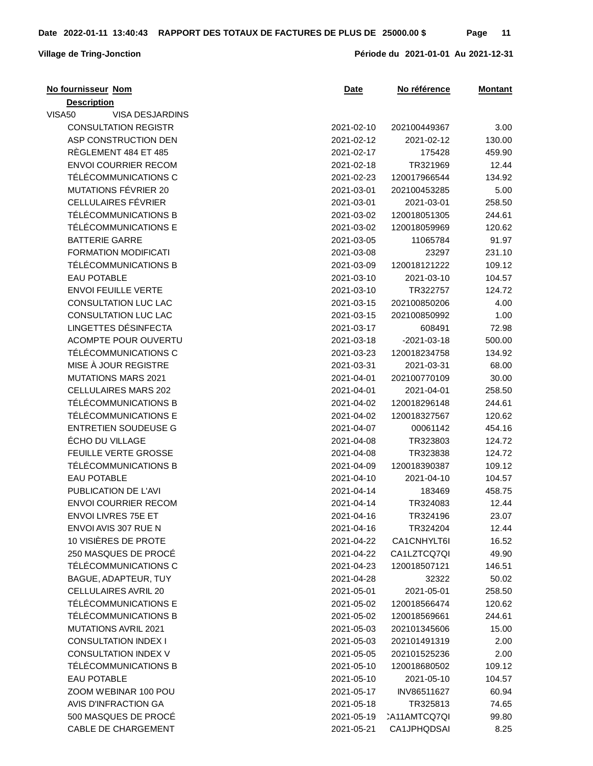**Date 2022-01-11 13:40:43 RAPPORT DES TOTAUX DE FACTURES DE PLUS DE 25000.00 $**

**Village de Tring-Jonction** **Période du 2021-01-01 Au 2021-12-31**

| No fournisseur Nom / Description | Date | No référence | Montant |
|---|---|---|---|
| VISA50 VISA DESJARDINS | | | |
| CONSULTATION REGISTR | 2021-02-10 | 202100449367 | 3.00 |
| ASP CONSTRUCTION DEN | 2021-02-12 | 2021-02-12 | 130.00 |
| RÈGLEMENT 484 ET 485 | 2021-02-17 | 175428 | 459.90 |
| ENVOI COURRIER RECOM | 2021-02-18 | TR321969 | 12.44 |
| TÉLÉCOMMUNICATIONS C | 2021-02-23 | 120017966544 | 134.92 |
| MUTATIONS FÉVRIER 20 | 2021-03-01 | 202100453285 | 5.00 |
| CELLULAIRES FÉVRIER | 2021-03-01 | 2021-03-01 | 258.50 |
| TÉLÉCOMMUNICATIONS B | 2021-03-02 | 120018051305 | 244.61 |
| TÉLÉCOMMUNICATIONS E | 2021-03-02 | 120018059969 | 120.62 |
| BATTERIE GARRE | 2021-03-05 | 11065784 | 91.97 |
| FORMATION MODIFICATI | 2021-03-08 | 23297 | 231.10 |
| TÉLÉCOMMUNICATIONS B | 2021-03-09 | 120018121222 | 109.12 |
| EAU POTABLE | 2021-03-10 | 2021-03-10 | 104.57 |
| ENVOI FEUILLE VERTE | 2021-03-10 | TR322757 | 124.72 |
| CONSULTATION LUC LAC | 2021-03-15 | 202100850206 | 4.00 |
| CONSULTATION LUC LAC | 2021-03-15 | 202100850992 | 1.00 |
| LINGETTES DÉSINFECTA | 2021-03-17 | 608491 | 72.98 |
| ACOMPTE POUR OUVERTU | 2021-03-18 | -2021-03-18 | 500.00 |
| TÉLÉCOMMUNICATIONS C | 2021-03-23 | 120018234758 | 134.92 |
| MISE À JOUR REGISTRE | 2021-03-31 | 2021-03-31 | 68.00 |
| MUTATIONS MARS 2021 | 2021-04-01 | 202100770109 | 30.00 |
| CELLULAIRES MARS 202 | 2021-04-01 | 2021-04-01 | 258.50 |
| TÉLÉCOMMUNICATIONS B | 2021-04-02 | 120018296148 | 244.61 |
| TÉLÉCOMMUNICATIONS E | 2021-04-02 | 120018327567 | 120.62 |
| ENTRETIEN SOUDEUSE G | 2021-04-07 | 00061142 | 454.16 |
| ÉCHO DU VILLAGE | 2021-04-08 | TR323803 | 124.72 |
| FEUILLE VERTE GROSSE | 2021-04-08 | TR323838 | 124.72 |
| TÉLÉCOMMUNICATIONS B | 2021-04-09 | 120018390387 | 109.12 |
| EAU POTABLE | 2021-04-10 | 2021-04-10 | 104.57 |
| PUBLICATION DE L'AVI | 2021-04-14 | 183469 | 458.75 |
| ENVOI COURRIER RECOM | 2021-04-14 | TR324083 | 12.44 |
| ENVOI LIVRES 75E ET | 2021-04-16 | TR324196 | 23.07 |
| ENVOI AVIS 307 RUE N | 2021-04-16 | TR324204 | 12.44 |
| 10 VISIÈRES DE PROTE | 2021-04-22 | CA1CNHYLT6I | 16.52 |
| 250 MASQUES DE PROCÉ | 2021-04-22 | CA1LZTCQ7QI | 49.90 |
| TÉLÉCOMMUNICATIONS C | 2021-04-23 | 120018507121 | 146.51 |
| BAGUE, ADAPTEUR, TUY | 2021-04-28 | 32322 | 50.02 |
| CELLULAIRES AVRIL 20 | 2021-05-01 | 2021-05-01 | 258.50 |
| TÉLÉCOMMUNICATIONS E | 2021-05-02 | 120018566474 | 120.62 |
| TÉLÉCOMMUNICATIONS B | 2021-05-02 | 120018569661 | 244.61 |
| MUTATIONS AVRIL 2021 | 2021-05-03 | 202101345606 | 15.00 |
| CONSULTATION INDEX I | 2021-05-03 | 202101491319 | 2.00 |
| CONSULTATION INDEX V | 2021-05-05 | 202101525236 | 2.00 |
| TÉLÉCOMMUNICATIONS B | 2021-05-10 | 120018680502 | 109.12 |
| EAU POTABLE | 2021-05-10 | 2021-05-10 | 104.57 |
| ZOOM WEBINAR 100 POU | 2021-05-17 | INV86511627 | 60.94 |
| AVIS D'INFRACTION GA | 2021-05-18 | TR325813 | 74.65 |
| 500 MASQUES DE PROCÉ | 2021-05-19 | CA11AMTCQ7QI | 99.80 |
| CABLE DE CHARGEMENT | 2021-05-21 | CA1JPHQDSAI | 8.25 |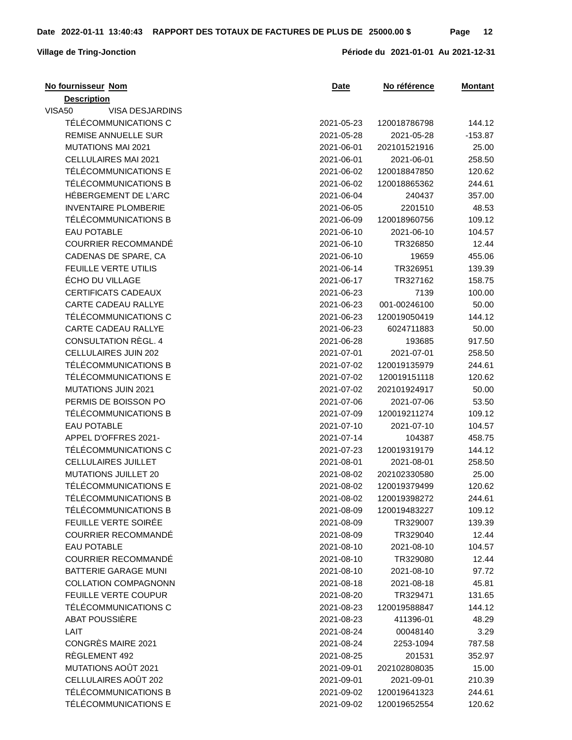**Village de Tring-Jonction**

**RAPPORT DES TOTAUX DE FACTURES DE PLUS DE 25000.00 $**

**Période du 2021-01-01 Au 2021-12-31**

| No fournisseur Nom / Description | Date | No référence | Montant |
|---|---|---|---|
| VISA50 VISA DESJARDINS | | | |
| TÉLÉCOMMUNICATIONS C | 2021-05-23 | 120018786798 | 144.12 |
| REMISE ANNUELLE SUR | 2021-05-28 | 2021-05-28 | -153.87 |
| MUTATIONS MAI 2021 | 2021-06-01 | 202101521916 | 25.00 |
| CELLULAIRES MAI 2021 | 2021-06-01 | 2021-06-01 | 258.50 |
| TÉLÉCOMMUNICATIONS E | 2021-06-02 | 120018847850 | 120.62 |
| TÉLÉCOMMUNICATIONS B | 2021-06-02 | 120018865362 | 244.61 |
| HÉBERGEMENT DE L'ARC | 2021-06-04 | 240437 | 357.00 |
| INVENTAIRE PLOMBERIE | 2021-06-05 | 2201510 | 48.53 |
| TÉLÉCOMMUNICATIONS B | 2021-06-09 | 120018960756 | 109.12 |
| EAU POTABLE | 2021-06-10 | 2021-06-10 | 104.57 |
| COURRIER RECOMMANDÉ | 2021-06-10 | TR326850 | 12.44 |
| CADENAS DE SPARE, CA | 2021-06-10 | 19659 | 455.06 |
| FEUILLE VERTE UTILIS | 2021-06-14 | TR326951 | 139.39 |
| ÉCHO DU VILLAGE | 2021-06-17 | TR327162 | 158.75 |
| CERTIFICATS CADEAUX | 2021-06-23 | 7139 | 100.00 |
| CARTE CADEAU RALLYE | 2021-06-23 | 001-00246100 | 50.00 |
| TÉLÉCOMMUNICATIONS C | 2021-06-23 | 120019050419 | 144.12 |
| CARTE CADEAU RALLYE | 2021-06-23 | 6024711883 | 50.00 |
| CONSULTATION RÈGL. 4 | 2021-06-28 | 193685 | 917.50 |
| CELLULAIRES JUIN 202 | 2021-07-01 | 2021-07-01 | 258.50 |
| TÉLÉCOMMUNICATIONS B | 2021-07-02 | 120019135979 | 244.61 |
| TÉLÉCOMMUNICATIONS E | 2021-07-02 | 120019151118 | 120.62 |
| MUTATIONS JUIN 2021 | 2021-07-02 | 202101924917 | 50.00 |
| PERMIS DE BOISSON PO | 2021-07-06 | 2021-07-06 | 53.50 |
| TÉLÉCOMMUNICATIONS B | 2021-07-09 | 120019211274 | 109.12 |
| EAU POTABLE | 2021-07-10 | 2021-07-10 | 104.57 |
| APPEL D'OFFRES 2021- | 2021-07-14 | 104387 | 458.75 |
| TÉLÉCOMMUNICATIONS C | 2021-07-23 | 120019319179 | 144.12 |
| CELLULAIRES JUILLET | 2021-08-01 | 2021-08-01 | 258.50 |
| MUTATIONS JUILLET 20 | 2021-08-02 | 202102330580 | 25.00 |
| TÉLÉCOMMUNICATIONS E | 2021-08-02 | 120019379499 | 120.62 |
| TÉLÉCOMMUNICATIONS B | 2021-08-02 | 120019398272 | 244.61 |
| TÉLÉCOMMUNICATIONS B | 2021-08-09 | 120019483227 | 109.12 |
| FEUILLE VERTE SOIRÉE | 2021-08-09 | TR329007 | 139.39 |
| COURRIER RECOMMANDÉ | 2021-08-09 | TR329040 | 12.44 |
| EAU POTABLE | 2021-08-10 | 2021-08-10 | 104.57 |
| COURRIER RECOMMANDÉ | 2021-08-10 | TR329080 | 12.44 |
| BATTERIE GARAGE MUNI | 2021-08-10 | 2021-08-10 | 97.72 |
| COLLATION COMPAGNONN | 2021-08-18 | 2021-08-18 | 45.81 |
| FEUILLE VERTE COUPUR | 2021-08-20 | TR329471 | 131.65 |
| TÉLÉCOMMUNICATIONS C | 2021-08-23 | 120019588847 | 144.12 |
| ABAT POUSSIÈRE | 2021-08-23 | 411396-01 | 48.29 |
| LAIT | 2021-08-24 | 00048140 | 3.29 |
| CONGRÈS MAIRE 2021 | 2021-08-24 | 2253-1094 | 787.58 |
| RÈGLEMENT 492 | 2021-08-25 | 201531 | 352.97 |
| MUTATIONS AOÛT 2021 | 2021-09-01 | 202102808035 | 15.00 |
| CELLULAIRES AOÛT 202 | 2021-09-01 | 2021-09-01 | 210.39 |
| TÉLÉCOMMUNICATIONS B | 2021-09-02 | 120019641323 | 244.61 |
| TÉLÉCOMMUNICATIONS E | 2021-09-02 | 120019652554 | 120.62 |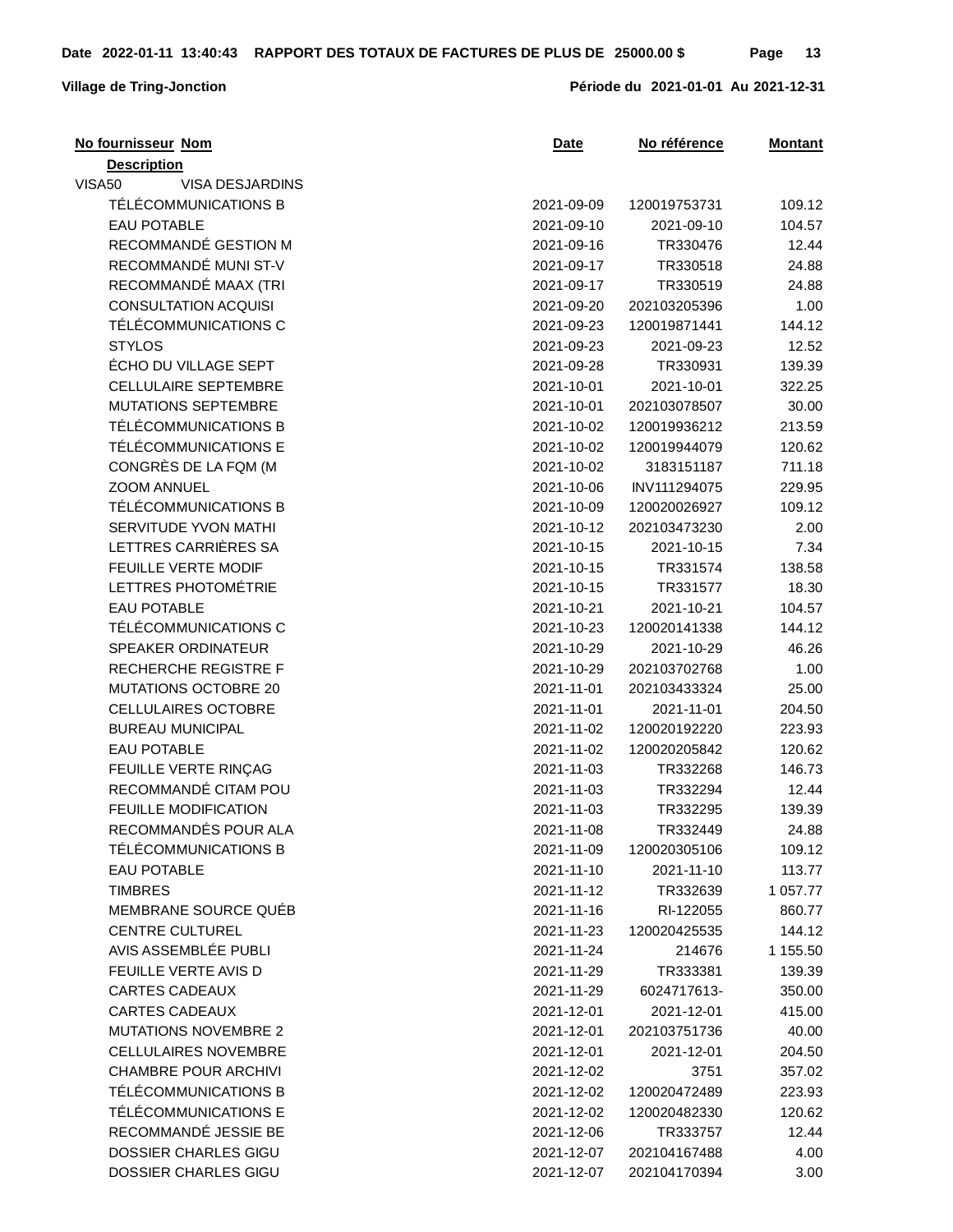**RAPPORT DES TOTAUX DE FACTURES DE PLUS DE 25000.00 $**

**Village de Tring-Jonction** — **Période du 2021-01-01 Au 2021-12-31**

Date 2022-01-11 13:40:43

| No fournisseur Nom / Description | Date | No référence | Montant |
|---|---|---|---|
| VISA50 VISA DESJARDINS | | | |
| TÉLÉCOMMUNICATIONS B | 2021-09-09 | 120019753731 | 109.12 |
| EAU POTABLE | 2021-09-10 | 2021-09-10 | 104.57 |
| RECOMMANDÉ GESTION M | 2021-09-16 | TR330476 | 12.44 |
| RECOMMANDÉ MUNI ST-V | 2021-09-17 | TR330518 | 24.88 |
| RECOMMANDÉ MAAX (TRI | 2021-09-17 | TR330519 | 24.88 |
| CONSULTATION ACQUISI | 2021-09-20 | 202103205396 | 1.00 |
| TÉLÉCOMMUNICATIONS C | 2021-09-23 | 120019871441 | 144.12 |
| STYLOS | 2021-09-23 | 2021-09-23 | 12.52 |
| ÉCHO DU VILLAGE SEPT | 2021-09-28 | TR330931 | 139.39 |
| CELLULAIRE SEPTEMBRE | 2021-10-01 | 2021-10-01 | 322.25 |
| MUTATIONS SEPTEMBRE | 2021-10-01 | 202103078507 | 30.00 |
| TÉLÉCOMMUNICATIONS B | 2021-10-02 | 120019936212 | 213.59 |
| TÉLÉCOMMUNICATIONS E | 2021-10-02 | 120019944079 | 120.62 |
| CONGRÈS DE LA FQM (M | 2021-10-02 | 3183151187 | 711.18 |
| ZOOM ANNUEL | 2021-10-06 | INV111294075 | 229.95 |
| TÉLÉCOMMUNICATIONS B | 2021-10-09 | 120020026927 | 109.12 |
| SERVITUDE YVON MATHI | 2021-10-12 | 202103473230 | 2.00 |
| LETTRES CARRIÈRES SA | 2021-10-15 | 2021-10-15 | 7.34 |
| FEUILLE VERTE MODIF | 2021-10-15 | TR331574 | 138.58 |
| LETTRES PHOTOMÉTRIE | 2021-10-15 | TR331577 | 18.30 |
| EAU POTABLE | 2021-10-21 | 2021-10-21 | 104.57 |
| TÉLÉCOMMUNICATIONS C | 2021-10-23 | 120020141338 | 144.12 |
| SPEAKER ORDINATEUR | 2021-10-29 | 2021-10-29 | 46.26 |
| RECHERCHE REGISTRE F | 2021-10-29 | 202103702768 | 1.00 |
| MUTATIONS OCTOBRE 20 | 2021-11-01 | 202103433324 | 25.00 |
| CELLULAIRES OCTOBRE | 2021-11-01 | 2021-11-01 | 204.50 |
| BUREAU MUNICIPAL | 2021-11-02 | 120020192220 | 223.93 |
| EAU POTABLE | 2021-11-02 | 120020205842 | 120.62 |
| FEUILLE VERTE RINÇAG | 2021-11-03 | TR332268 | 146.73 |
| RECOMMANDÉ CITAM POU | 2021-11-03 | TR332294 | 12.44 |
| FEUILLE MODIFICATION | 2021-11-03 | TR332295 | 139.39 |
| RECOMMANDÉS POUR ALA | 2021-11-08 | TR332449 | 24.88 |
| TÉLÉCOMMUNICATIONS B | 2021-11-09 | 120020305106 | 109.12 |
| EAU POTABLE | 2021-11-10 | 2021-11-10 | 113.77 |
| TIMBRES | 2021-11-12 | TR332639 | 1 057.77 |
| MEMBRANE SOURCE QUÉB | 2021-11-16 | RI-122055 | 860.77 |
| CENTRE CULTUREL | 2021-11-23 | 120020425535 | 144.12 |
| AVIS ASSEMBLÉE PUBLI | 2021-11-24 | 214676 | 1 155.50 |
| FEUILLE VERTE AVIS D | 2021-11-29 | TR333381 | 139.39 |
| CARTES CADEAUX | 2021-11-29 | 6024717613- | 350.00 |
| CARTES CADEAUX | 2021-12-01 | 2021-12-01 | 415.00 |
| MUTATIONS NOVEMBRE 2 | 2021-12-01 | 202103751736 | 40.00 |
| CELLULAIRES NOVEMBRE | 2021-12-01 | 2021-12-01 | 204.50 |
| CHAMBRE POUR ARCHIVI | 2021-12-02 | 3751 | 357.02 |
| TÉLÉCOMMUNICATIONS B | 2021-12-02 | 120020472489 | 223.93 |
| TÉLÉCOMMUNICATIONS E | 2021-12-02 | 120020482330 | 120.62 |
| RECOMMANDÉ JESSIE BE | 2021-12-06 | TR333757 | 12.44 |
| DOSSIER CHARLES GIGU | 2021-12-07 | 202104167488 | 4.00 |
| DOSSIER CHARLES GIGU | 2021-12-07 | 202104170394 | 3.00 |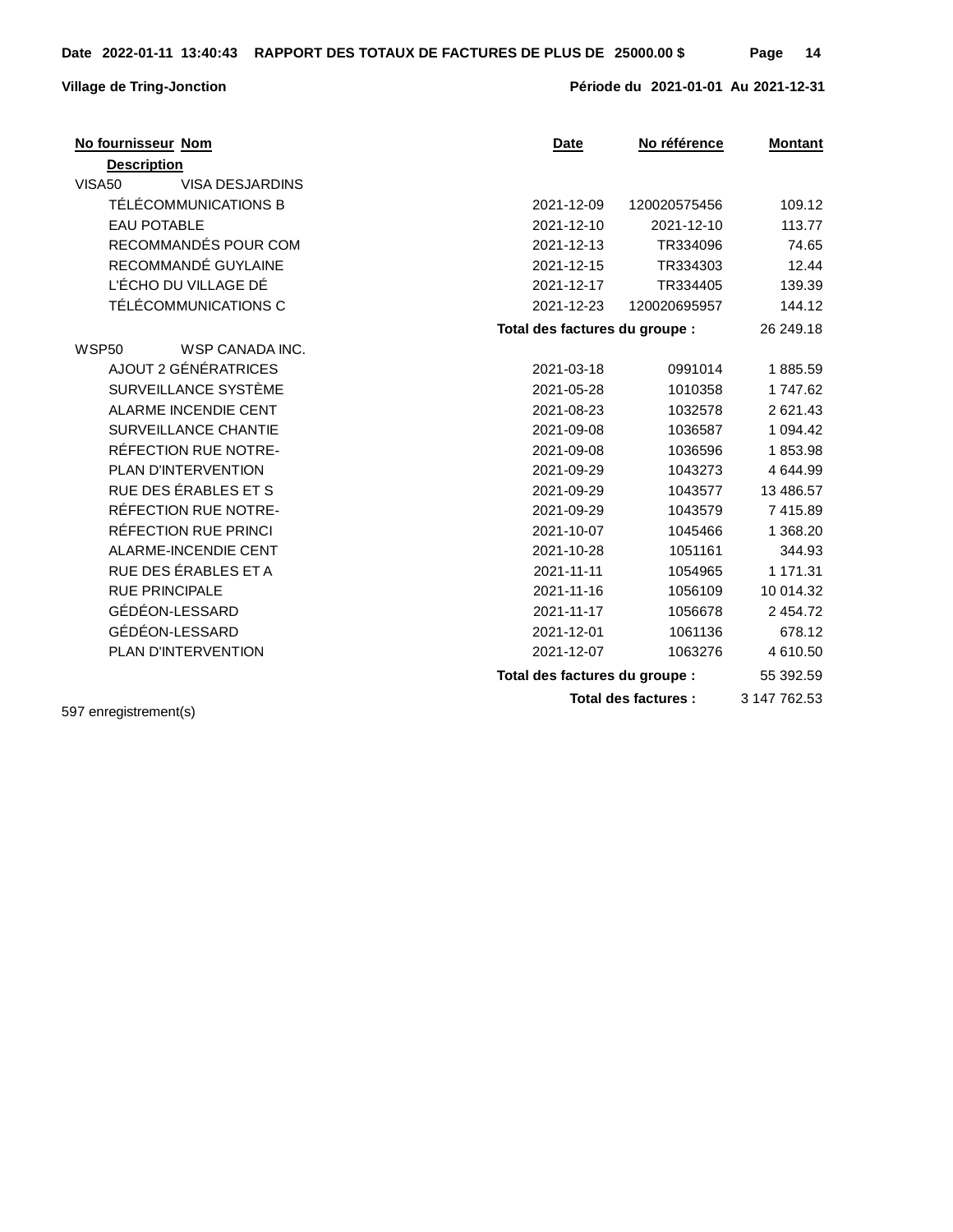**RAPPORT DES TOTAUX DE FACTURES DE PLUS DE 25000.00 $**

**Village de Tring-Jonction**

**Période du 2021-01-01 Au 2021-12-31**

| No fournisseur Nom / Description | Date | No référence | Montant |
|---|---|---|---|
| VISA50 VISA DESJARDINS | | | |
| TÉLÉCOMMUNICATIONS B | 2021-12-09 | 120020575456 | 109.12 |
| EAU POTABLE | 2021-12-10 | 2021-12-10 | 113.77 |
| RECOMMANDÉS POUR COM | 2021-12-13 | TR334096 | 74.65 |
| RECOMMANDÉ GUYLAINE | 2021-12-15 | TR334303 | 12.44 |
| L'ÉCHO DU VILLAGE DÉ | 2021-12-17 | TR334405 | 139.39 |
| TÉLÉCOMMUNICATIONS C | 2021-12-23 | 120020695957 | 144.12 |
| | **Total des factures du groupe :** | | 26 249.18 |
| WSP50 WSP CANADA INC. | | | |
| AJOUT 2 GÉNÉRATRICES | 2021-03-18 | 0991014 | 1 885.59 |
| SURVEILLANCE SYSTÈME | 2021-05-28 | 1010358 | 1 747.62 |
| ALARME INCENDIE CENT | 2021-08-23 | 1032578 | 2 621.43 |
| SURVEILLANCE CHANTIE | 2021-09-08 | 1036587 | 1 094.42 |
| RÉFECTION RUE NOTRE- | 2021-09-08 | 1036596 | 1 853.98 |
| PLAN D'INTERVENTION | 2021-09-29 | 1043273 | 4 644.99 |
| RUE DES ÉRABLES ET S | 2021-09-29 | 1043577 | 13 486.57 |
| RÉFECTION RUE NOTRE- | 2021-09-29 | 1043579 | 7 415.89 |
| RÉFECTION RUE PRINCI | 2021-10-07 | 1045466 | 1 368.20 |
| ALARME-INCENDIE CENT | 2021-10-28 | 1051161 | 344.93 |
| RUE DES ÉRABLES ET A | 2021-11-11 | 1054965 | 1 171.31 |
| RUE PRINCIPALE | 2021-11-16 | 1056109 | 10 014.32 |
| GÉDÉON-LESSARD | 2021-11-17 | 1056678 | 2 454.72 |
| GÉDÉON-LESSARD | 2021-12-01 | 1061136 | 678.12 |
| PLAN D'INTERVENTION | 2021-12-07 | 1063276 | 4 610.50 |
| | **Total des factures du groupe :** | | 55 392.59 |
| | **Total des factures :** | | 3 147 762.53 |

597 enregistrement(s)